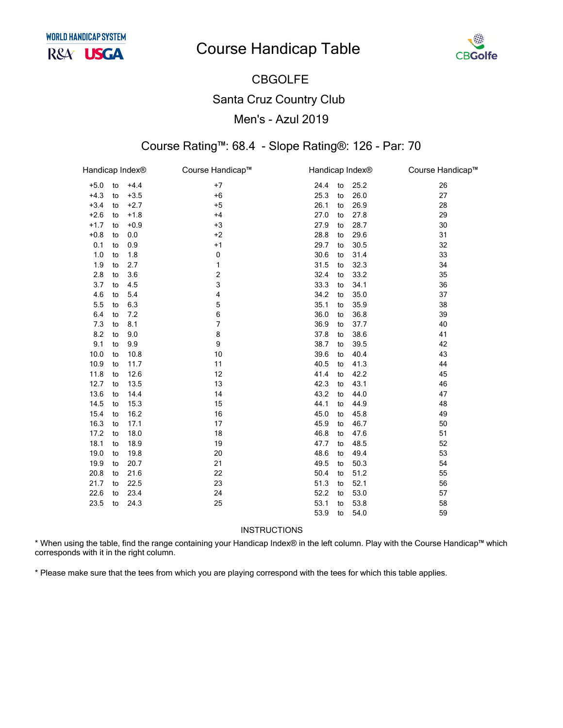# Course Handicap Table

## CBGOLFE

## Santa Cruz Country Club

## Men's - Azul 2019

### Course Rating™: 68.4 - Slope Rating®: 126 - Par: 70

| Handicap Index® | Course Handicap™ | Handicap Index® | Course Handicap™ |
|---|---|---|---|
| +5.0 to +4.4 | +7 | 24.4 to 25.2 | 26 |
| +4.3 to +3.5 | +6 | 25.3 to 26.0 | 27 |
| +3.4 to +2.7 | +5 | 26.1 to 26.9 | 28 |
| +2.6 to +1.8 | +4 | 27.0 to 27.8 | 29 |
| +1.7 to +0.9 | +3 | 27.9 to 28.7 | 30 |
| +0.8 to 0.0 | +2 | 28.8 to 29.6 | 31 |
| 0.1 to 0.9 | +1 | 29.7 to 30.5 | 32 |
| 1.0 to 1.8 | 0 | 30.6 to 31.4 | 33 |
| 1.9 to 2.7 | 1 | 31.5 to 32.3 | 34 |
| 2.8 to 3.6 | 2 | 32.4 to 33.2 | 35 |
| 3.7 to 4.5 | 3 | 33.3 to 34.1 | 36 |
| 4.6 to 5.4 | 4 | 34.2 to 35.0 | 37 |
| 5.5 to 6.3 | 5 | 35.1 to 35.9 | 38 |
| 6.4 to 7.2 | 6 | 36.0 to 36.8 | 39 |
| 7.3 to 8.1 | 7 | 36.9 to 37.7 | 40 |
| 8.2 to 9.0 | 8 | 37.8 to 38.6 | 41 |
| 9.1 to 9.9 | 9 | 38.7 to 39.5 | 42 |
| 10.0 to 10.8 | 10 | 39.6 to 40.4 | 43 |
| 10.9 to 11.7 | 11 | 40.5 to 41.3 | 44 |
| 11.8 to 12.6 | 12 | 41.4 to 42.2 | 45 |
| 12.7 to 13.5 | 13 | 42.3 to 43.1 | 46 |
| 13.6 to 14.4 | 14 | 43.2 to 44.0 | 47 |
| 14.5 to 15.3 | 15 | 44.1 to 44.9 | 48 |
| 15.4 to 16.2 | 16 | 45.0 to 45.8 | 49 |
| 16.3 to 17.1 | 17 | 45.9 to 46.7 | 50 |
| 17.2 to 18.0 | 18 | 46.8 to 47.6 | 51 |
| 18.1 to 18.9 | 19 | 47.7 to 48.5 | 52 |
| 19.0 to 19.8 | 20 | 48.6 to 49.4 | 53 |
| 19.9 to 20.7 | 21 | 49.5 to 50.3 | 54 |
| 20.8 to 21.6 | 22 | 50.4 to 51.2 | 55 |
| 21.7 to 22.5 | 23 | 51.3 to 52.1 | 56 |
| 22.6 to 23.4 | 24 | 52.2 to 53.0 | 57 |
| 23.5 to 24.3 | 25 | 53.1 to 53.8 | 58 |
| | | 53.9 to 54.0 | 59 |

INSTRUCTIONS

* When using the table, find the range containing your Handicap Index® in the left column. Play with the Course Handicap™ which corresponds with it in the right column.

* Please make sure that the tees from which you are playing correspond with the tees for which this table applies.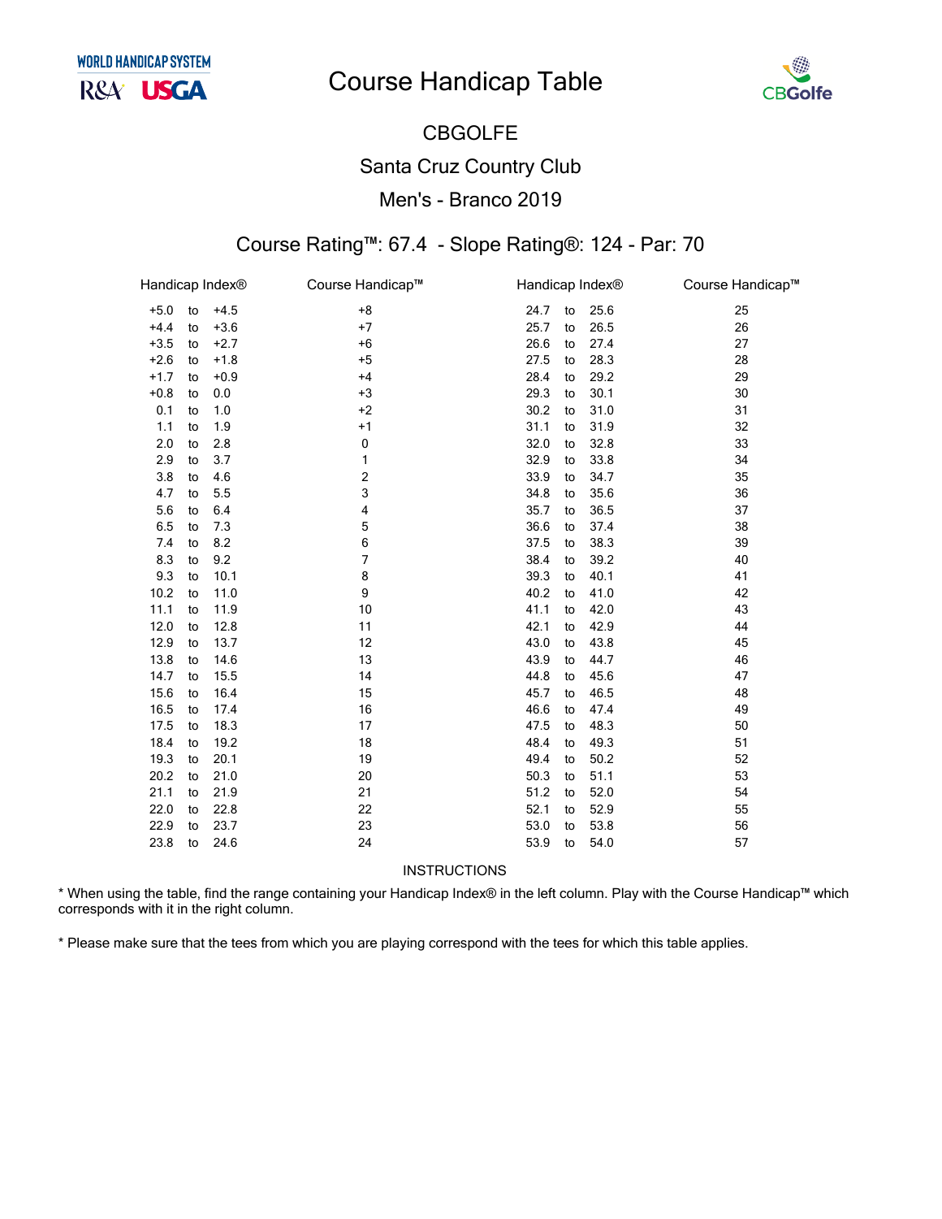# Course Handicap Table

## CBGOLFE

## Santa Cruz Country Club

## Men's - Branco 2019

### Course Rating™: 67.4 - Slope Rating®: 124 - Par: 70

| Handicap Index® | Course Handicap™ | Handicap Index® | Course Handicap™ |
|---|---|---|---|
| +5.0 to +4.5 | +8 | 24.7 to 25.6 | 25 |
| +4.4 to +3.6 | +7 | 25.7 to 26.5 | 26 |
| +3.5 to +2.7 | +6 | 26.6 to 27.4 | 27 |
| +2.6 to +1.8 | +5 | 27.5 to 28.3 | 28 |
| +1.7 to +0.9 | +4 | 28.4 to 29.2 | 29 |
| +0.8 to 0.0 | +3 | 29.3 to 30.1 | 30 |
| 0.1 to 1.0 | +2 | 30.2 to 31.0 | 31 |
| 1.1 to 1.9 | +1 | 31.1 to 31.9 | 32 |
| 2.0 to 2.8 | 0 | 32.0 to 32.8 | 33 |
| 2.9 to 3.7 | 1 | 32.9 to 33.8 | 34 |
| 3.8 to 4.6 | 2 | 33.9 to 34.7 | 35 |
| 4.7 to 5.5 | 3 | 34.8 to 35.6 | 36 |
| 5.6 to 6.4 | 4 | 35.7 to 36.5 | 37 |
| 6.5 to 7.3 | 5 | 36.6 to 37.4 | 38 |
| 7.4 to 8.2 | 6 | 37.5 to 38.3 | 39 |
| 8.3 to 9.2 | 7 | 38.4 to 39.2 | 40 |
| 9.3 to 10.1 | 8 | 39.3 to 40.1 | 41 |
| 10.2 to 11.0 | 9 | 40.2 to 41.0 | 42 |
| 11.1 to 11.9 | 10 | 41.1 to 42.0 | 43 |
| 12.0 to 12.8 | 11 | 42.1 to 42.9 | 44 |
| 12.9 to 13.7 | 12 | 43.0 to 43.8 | 45 |
| 13.8 to 14.6 | 13 | 43.9 to 44.7 | 46 |
| 14.7 to 15.5 | 14 | 44.8 to 45.6 | 47 |
| 15.6 to 16.4 | 15 | 45.7 to 46.5 | 48 |
| 16.5 to 17.4 | 16 | 46.6 to 47.4 | 49 |
| 17.5 to 18.3 | 17 | 47.5 to 48.3 | 50 |
| 18.4 to 19.2 | 18 | 48.4 to 49.3 | 51 |
| 19.3 to 20.1 | 19 | 49.4 to 50.2 | 52 |
| 20.2 to 21.0 | 20 | 50.3 to 51.1 | 53 |
| 21.1 to 21.9 | 21 | 51.2 to 52.0 | 54 |
| 22.0 to 22.8 | 22 | 52.1 to 52.9 | 55 |
| 22.9 to 23.7 | 23 | 53.0 to 53.8 | 56 |
| 23.8 to 24.6 | 24 | 53.9 to 54.0 | 57 |

INSTRUCTIONS

* When using the table, find the range containing your Handicap Index® in the left column. Play with the Course Handicap™ which corresponds with it in the right column.

* Please make sure that the tees from which you are playing correspond with the tees for which this table applies.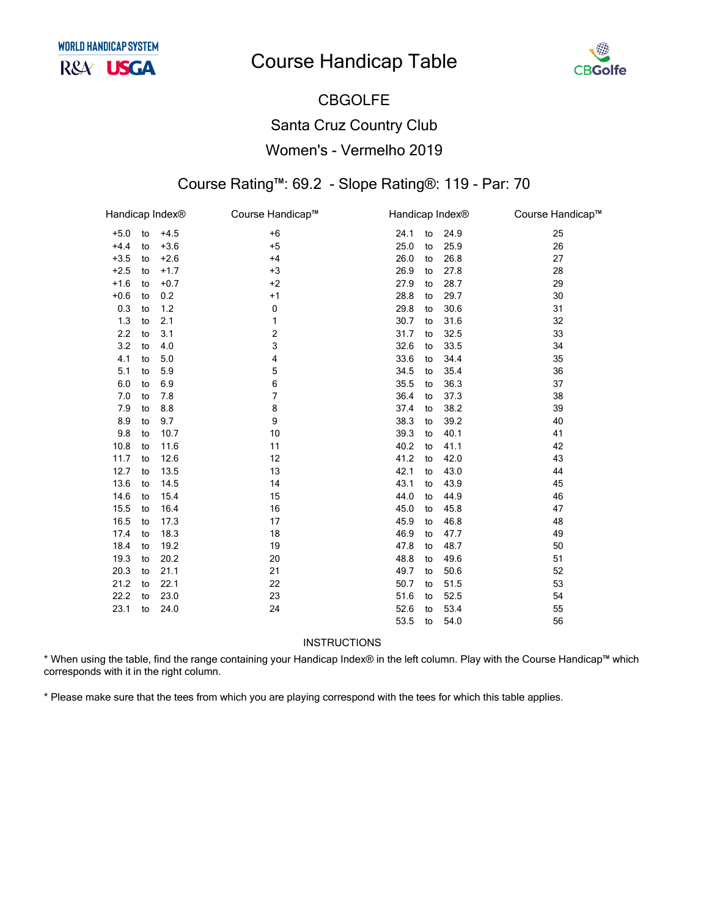# Course Handicap Table

## CBGOLFE

## Santa Cruz Country Club

## Women's - Vermelho 2019

### Course Rating™: 69.2 - Slope Rating®: 119 - Par: 70

| Handicap Index® | Course Handicap™ | Handicap Index® | Course Handicap™ |
|---|---|---|---|
| +5.0 to +4.5 | +6 | 24.1 to 24.9 | 25 |
| +4.4 to +3.6 | +5 | 25.0 to 25.9 | 26 |
| +3.5 to +2.6 | +4 | 26.0 to 26.8 | 27 |
| +2.5 to +1.7 | +3 | 26.9 to 27.8 | 28 |
| +1.6 to +0.7 | +2 | 27.9 to 28.7 | 29 |
| +0.6 to 0.2 | +1 | 28.8 to 29.7 | 30 |
| 0.3 to 1.2 | 0 | 29.8 to 30.6 | 31 |
| 1.3 to 2.1 | 1 | 30.7 to 31.6 | 32 |
| 2.2 to 3.1 | 2 | 31.7 to 32.5 | 33 |
| 3.2 to 4.0 | 3 | 32.6 to 33.5 | 34 |
| 4.1 to 5.0 | 4 | 33.6 to 34.4 | 35 |
| 5.1 to 5.9 | 5 | 34.5 to 35.4 | 36 |
| 6.0 to 6.9 | 6 | 35.5 to 36.3 | 37 |
| 7.0 to 7.8 | 7 | 36.4 to 37.3 | 38 |
| 7.9 to 8.8 | 8 | 37.4 to 38.2 | 39 |
| 8.9 to 9.7 | 9 | 38.3 to 39.2 | 40 |
| 9.8 to 10.7 | 10 | 39.3 to 40.1 | 41 |
| 10.8 to 11.6 | 11 | 40.2 to 41.1 | 42 |
| 11.7 to 12.6 | 12 | 41.2 to 42.0 | 43 |
| 12.7 to 13.5 | 13 | 42.1 to 43.0 | 44 |
| 13.6 to 14.5 | 14 | 43.1 to 43.9 | 45 |
| 14.6 to 15.4 | 15 | 44.0 to 44.9 | 46 |
| 15.5 to 16.4 | 16 | 45.0 to 45.8 | 47 |
| 16.5 to 17.3 | 17 | 45.9 to 46.8 | 48 |
| 17.4 to 18.3 | 18 | 46.9 to 47.7 | 49 |
| 18.4 to 19.2 | 19 | 47.8 to 48.7 | 50 |
| 19.3 to 20.2 | 20 | 48.8 to 49.6 | 51 |
| 20.3 to 21.1 | 21 | 49.7 to 50.6 | 52 |
| 21.2 to 22.1 | 22 | 50.7 to 51.5 | 53 |
| 22.2 to 23.0 | 23 | 51.6 to 52.5 | 54 |
| 23.1 to 24.0 | 24 | 52.6 to 53.4 | 55 |
| | | 53.5 to 54.0 | 56 |

INSTRUCTIONS

* When using the table, find the range containing your Handicap Index® in the left column. Play with the Course Handicap™ which corresponds with it in the right column.

* Please make sure that the tees from which you are playing correspond with the tees for which this table applies.